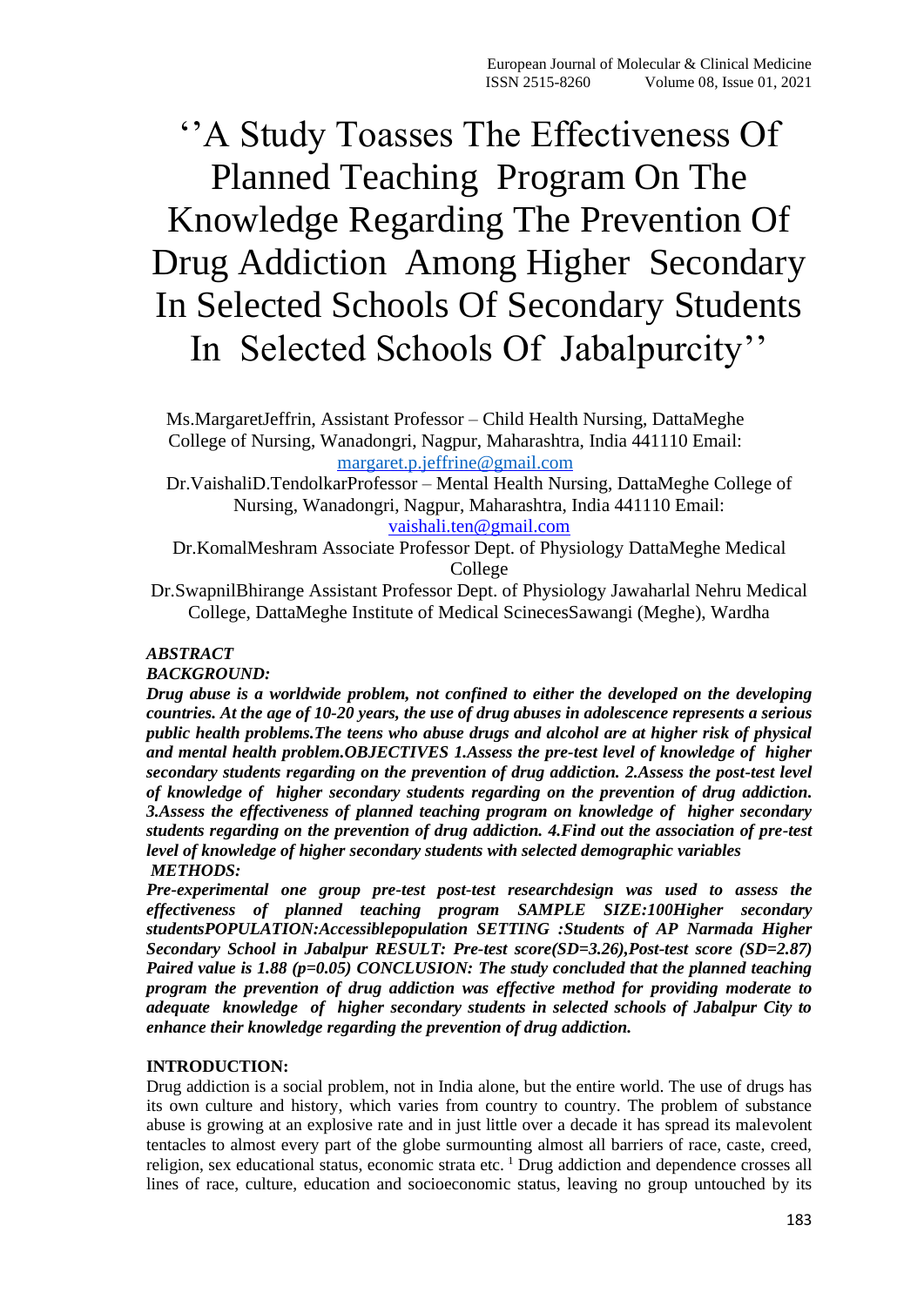# ''A Study Toasses The Effectiveness Of Planned Teaching Program On The Knowledge Regarding The Prevention Of Drug Addiction Among Higher Secondary In Selected Schools Of Secondary Students In Selected Schools Of Jabalpurcity''

Ms.MargaretJeffrin, Assistant Professor – Child Health Nursing, DattaMeghe College of Nursing, Wanadongri, Nagpur, Maharashtra, India 441110 Email: margaret.p.jeffrine@gmail.com

Dr.VaishaliD.TendolkarProfessor – Mental Health Nursing, DattaMeghe College of Nursing, Wanadongri, Nagpur, Maharashtra, India 441110 Email: vaishali.ten@gmail.com

Dr.KomalMeshram Associate Professor Dept. of Physiology DattaMeghe Medical College

Dr.SwapnilBhirange Assistant Professor Dept. of Physiology Jawaharlal Nehru Medical College, DattaMeghe Institute of Medical ScinecesSawangi (Meghe), Wardha

***ABSTRACT***

***BACKGROUND:***

***Drug abuse is a worldwide problem, not confined to either the developed on the developing countries. At the age of 10-20 years, the use of drug abuses in adolescence represents a serious public health problems.The teens who abuse drugs and alcohol are at higher risk of physical and mental health problem.OBJECTIVES 1.Assess the pre-test level of knowledge of higher secondary students regarding on the prevention of drug addiction. 2.Assess the post-test level of knowledge of higher secondary students regarding on the prevention of drug addiction. 3.Assess the effectiveness of planned teaching program on knowledge of higher secondary students regarding on the prevention of drug addiction. 4.Find out the association of pre-test level of knowledge of higher secondary students with selected demographic variables***

***METHODS:***

***Pre-experimental one group pre-test post-test researchdesign was used to assess the effectiveness of planned teaching program SAMPLE SIZE:100Higher secondary studentsPOPULATION:Accessiblepopulation SETTING :Students of AP Narmada Higher Secondary School in Jabalpur RESULT: Pre-test score(SD=3.26),Post-test score (SD=2.87) Paired value is 1.88 (p=0.05) CONCLUSION: The study concluded that the planned teaching program the prevention of drug addiction was effective method for providing moderate to adequate knowledge of higher secondary students in selected schools of Jabalpur City to enhance their knowledge regarding the prevention of drug addiction.***

**INTRODUCTION:**

Drug addiction is a social problem, not in India alone, but the entire world. The use of drugs has its own culture and history, which varies from country to country. The problem of substance abuse is growing at an explosive rate and in just little over a decade it has spread its malevolent tentacles to almost every part of the globe surmounting almost all barriers of race, caste, creed, religion, sex educational status, economic strata etc. [1] Drug addiction and dependence crosses all lines of race, culture, education and socioeconomic status, leaving no group untouched by its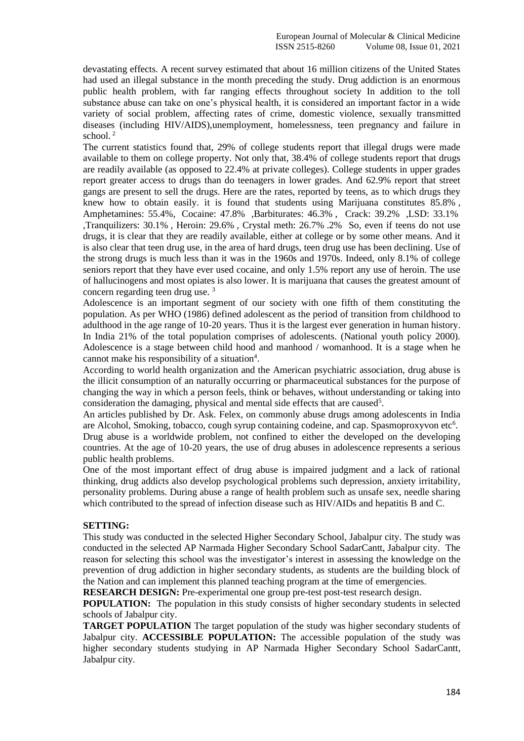devastating effects. A recent survey estimated that about 16 million citizens of the United States had used an illegal substance in the month preceding the study. Drug addiction is an enormous public health problem, with far ranging effects throughout society In addition to the toll substance abuse can take on one's physical health, it is considered an important factor in a wide variety of social problem, affecting rates of crime, domestic violence, sexually transmitted diseases (including HIV/AIDS),unemployment, homelessness, teen pregnancy and failure in school. [2]

The current statistics found that, 29% of college students report that illegal drugs were made available to them on college property. Not only that, 38.4% of college students report that drugs are readily available (as opposed to 22.4% at private colleges). College students in upper grades report greater access to drugs than do teenagers in lower grades. And 62.9% report that street gangs are present to sell the drugs. Here are the rates, reported by teens, as to which drugs they knew how to obtain easily. it is found that students using Marijuana constitutes 85.8% , Amphetamines: 55.4%, Cocaine: 47.8% ,Barbiturates: 46.3% , Crack: 39.2% ,LSD: 33.1% ,Tranquilizers: 30.1% , Heroin: 29.6% , Crystal meth: 26.7% .2% So, even if teens do not use drugs, it is clear that they are readily available, either at college or by some other means. And it is also clear that teen drug use, in the area of hard drugs, teen drug use has been declining. Use of the strong drugs is much less than it was in the 1960s and 1970s. Indeed, only 8.1% of college seniors report that they have ever used cocaine, and only 1.5% report any use of heroin. The use of hallucinogens and most opiates is also lower. It is marijuana that causes the greatest amount of concern regarding teen drug use. [3]

Adolescence is an important segment of our society with one fifth of them constituting the population. As per WHO (1986) defined adolescent as the period of transition from childhood to adulthood in the age range of 10-20 years. Thus it is the largest ever generation in human history. In India 21% of the total population comprises of adolescents. (National youth policy 2000). Adolescence is a stage between child hood and manhood / womanhood. It is a stage when he cannot make his responsibility of a situation[4].

According to world health organization and the American psychiatric association, drug abuse is the illicit consumption of an naturally occurring or pharmaceutical substances for the purpose of changing the way in which a person feels, think or behaves, without understanding or taking into consideration the damaging, physical and mental side effects that are caused[5].

An articles published by Dr. Ask. Felex, on commonly abuse drugs among adolescents in India are Alcohol, Smoking, tobacco, cough syrup containing codeine, and cap. Spasmoproxyvon etc[6].

Drug abuse is a worldwide problem, not confined to either the developed on the developing countries. At the age of 10-20 years, the use of drug abuses in adolescence represents a serious public health problems.

One of the most important effect of drug abuse is impaired judgment and a lack of rational thinking, drug addicts also develop psychological problems such depression, anxiety irritability, personality problems. During abuse a range of health problem such as unsafe sex, needle sharing which contributed to the spread of infection disease such as HIV/AIDs and hepatitis B and C.

**SETTING:**

This study was conducted in the selected Higher Secondary School, Jabalpur city. The study was conducted in the selected AP Narmada Higher Secondary School SadarCantt, Jabalpur city. The reason for selecting this school was the investigator's interest in assessing the knowledge on the prevention of drug addiction in higher secondary students, as students are the building block of the Nation and can implement this planned teaching program at the time of emergencies.

**RESEARCH DESIGN:** Pre-experimental one group pre-test post-test research design.

**POPULATION:** The population in this study consists of higher secondary students in selected schools of Jabalpur city.

**TARGET POPULATION** The target population of the study was higher secondary students of Jabalpur city. **ACCESSIBLE POPULATION:** The accessible population of the study was higher secondary students studying in AP Narmada Higher Secondary School SadarCantt, Jabalpur city.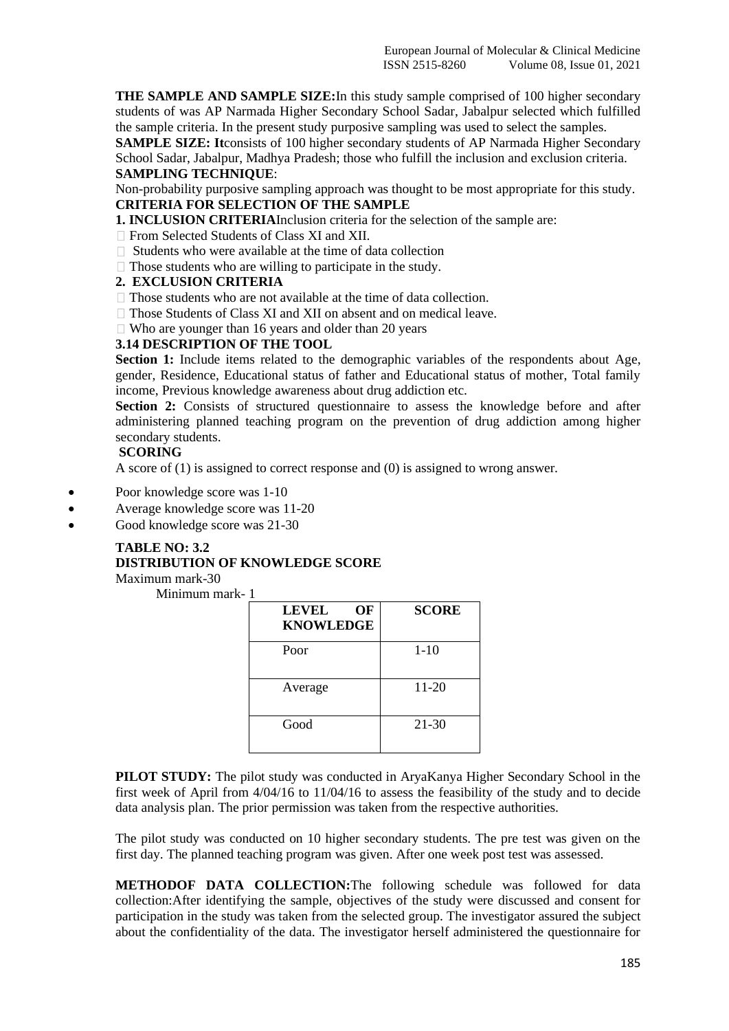**THE SAMPLE AND SAMPLE SIZE:**In this study sample comprised of 100 higher secondary students of was AP Narmada Higher Secondary School Sadar, Jabalpur selected which fulfilled the sample criteria. In the present study purposive sampling was used to select the samples.

**SAMPLE SIZE: It**consists of 100 higher secondary students of AP Narmada Higher Secondary School Sadar, Jabalpur, Madhya Pradesh; those who fulfill the inclusion and exclusion criteria.

**SAMPLING TECHNIQUE**:

Non-probability purposive sampling approach was thought to be most appropriate for this study.

**CRITERIA FOR SELECTION OF THE SAMPLE**

**1. INCLUSION CRITERIA**Inclusion criteria for the selection of the sample are:

-  From Selected Students of Class XI and XII.
-  Students who were available at the time of data collection
-  Those students who are willing to participate in the study.

**2. EXCLUSION CRITERIA**

-  Those students who are not available at the time of data collection.
-  Those Students of Class XI and XII on absent and on medical leave.
-  Who are younger than 16 years and older than 20 years

**3.14 DESCRIPTION OF THE TOOL**

**Section 1:** Include items related to the demographic variables of the respondents about Age, gender, Residence, Educational status of father and Educational status of mother, Total family income, Previous knowledge awareness about drug addiction etc.

**Section 2:** Consists of structured questionnaire to assess the knowledge before and after administering planned teaching program on the prevention of drug addiction among higher secondary students.

**SCORING**

A score of (1) is assigned to correct response and (0) is assigned to wrong answer.

- Poor knowledge score was 1-10
- Average knowledge score was 11-20
- Good knowledge score was 21-30

**TABLE NO: 3.2**

**DISTRIBUTION OF KNOWLEDGE SCORE**

Maximum mark-30

Minimum mark- 1

| LEVEL OF KNOWLEDGE | SCORE |
|---|---|
| Poor | 1-10 |
| Average | 11-20 |
| Good | 21-30 |

**PILOT STUDY:** The pilot study was conducted in AryaKanya Higher Secondary School in the first week of April from 4/04/16 to 11/04/16 to assess the feasibility of the study and to decide data analysis plan. The prior permission was taken from the respective authorities.

The pilot study was conducted on 10 higher secondary students. The pre test was given on the first day. The planned teaching program was given. After one week post test was assessed.

**METHODOF DATA COLLECTION:**The following schedule was followed for data collection:After identifying the sample, objectives of the study were discussed and consent for participation in the study was taken from the selected group. The investigator assured the subject about the confidentiality of the data. The investigator herself administered the questionnaire for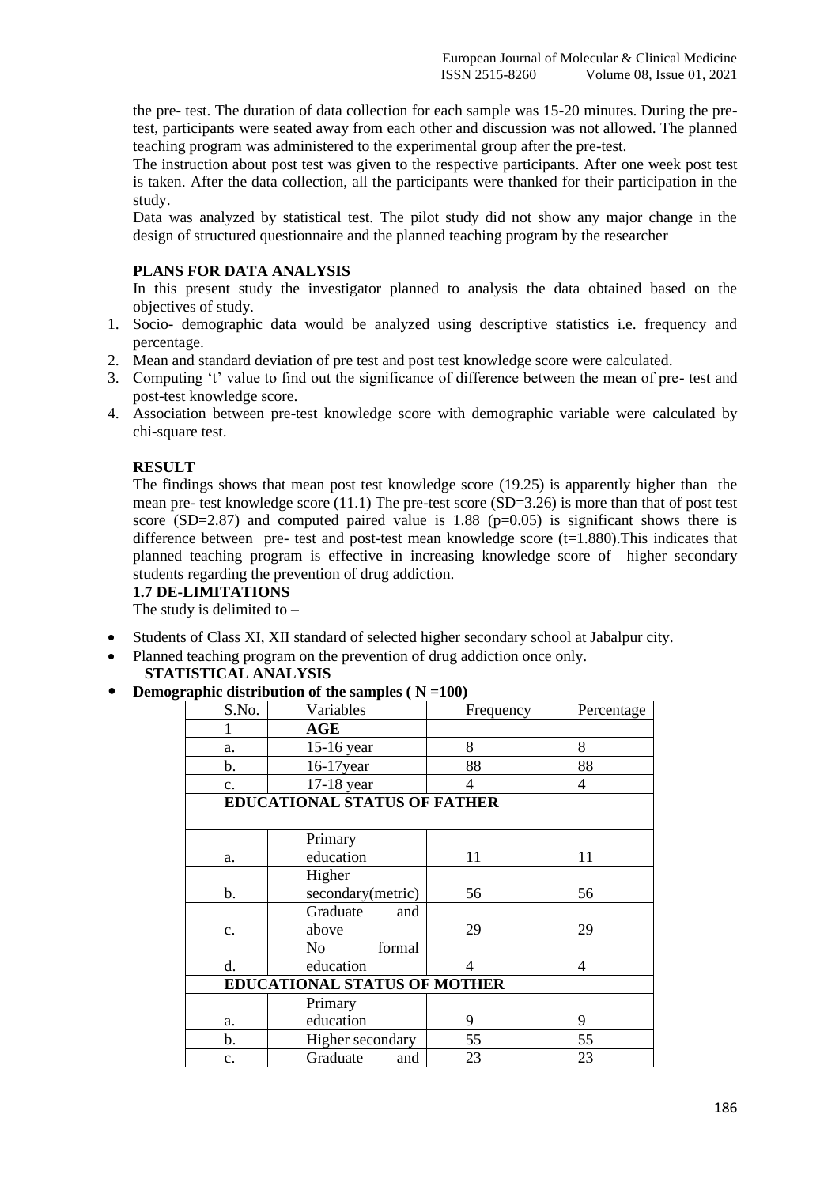the pre- test. The duration of data collection for each sample was 15-20 minutes. During the pre-test, participants were seated away from each other and discussion was not allowed. The planned teaching program was administered to the experimental group after the pre-test.

The instruction about post test was given to the respective participants. After one week post test is taken. After the data collection, all the participants were thanked for their participation in the study.

Data was analyzed by statistical test. The pilot study did not show any major change in the design of structured questionnaire and the planned teaching program by the researcher

### PLANS FOR DATA ANALYSIS

In this present study the investigator planned to analysis the data obtained based on the objectives of study.

1. Socio- demographic data would be analyzed using descriptive statistics i.e. frequency and percentage.
2. Mean and standard deviation of pre test and post test knowledge score were calculated.
3. Computing 't' value to find out the significance of difference between the mean of pre- test and post-test knowledge score.
4. Association between pre-test knowledge score with demographic variable were calculated by chi-square test.

### RESULT

The findings shows that mean post test knowledge score (19.25) is apparently higher than the mean pre- test knowledge score (11.1) The pre-test score (SD=3.26) is more than that of post test score (SD=2.87) and computed paired value is 1.88 (p=0.05) is significant shows there is difference between pre- test and post-test mean knowledge score (t=1.880).This indicates that planned teaching program is effective in increasing knowledge score of higher secondary students regarding the prevention of drug addiction.

### 1.7 DE-LIMITATIONS

The study is delimited to –

- Students of Class XI, XII standard of selected higher secondary school at Jabalpur city.
- Planned teaching program on the prevention of drug addiction once only.

### STATISTICAL ANALYSIS

- **Demographic distribution of the samples ( N =100)**

| S.No. | Variables | Frequency | Percentage |
|---|---|---|---|
| 1 | **AGE** | | |
| a. | 15-16 year | 8 | 8 |
| b. | 16-17year | 88 | 88 |
| c. | 17-18 year | 4 | 4 |
| **EDUCATIONAL STATUS OF FATHER** | | | |
| a. | Primary education | 11 | 11 |
| b. | Higher secondary(metric) | 56 | 56 |
| c. | Graduate and above | 29 | 29 |
| d. | No formal education | 4 | 4 |
| **EDUCATIONAL STATUS OF MOTHER** | | | |
| a. | Primary education | 9 | 9 |
| b. | Higher secondary | 55 | 55 |
| c. | Graduate and | 23 | 23 |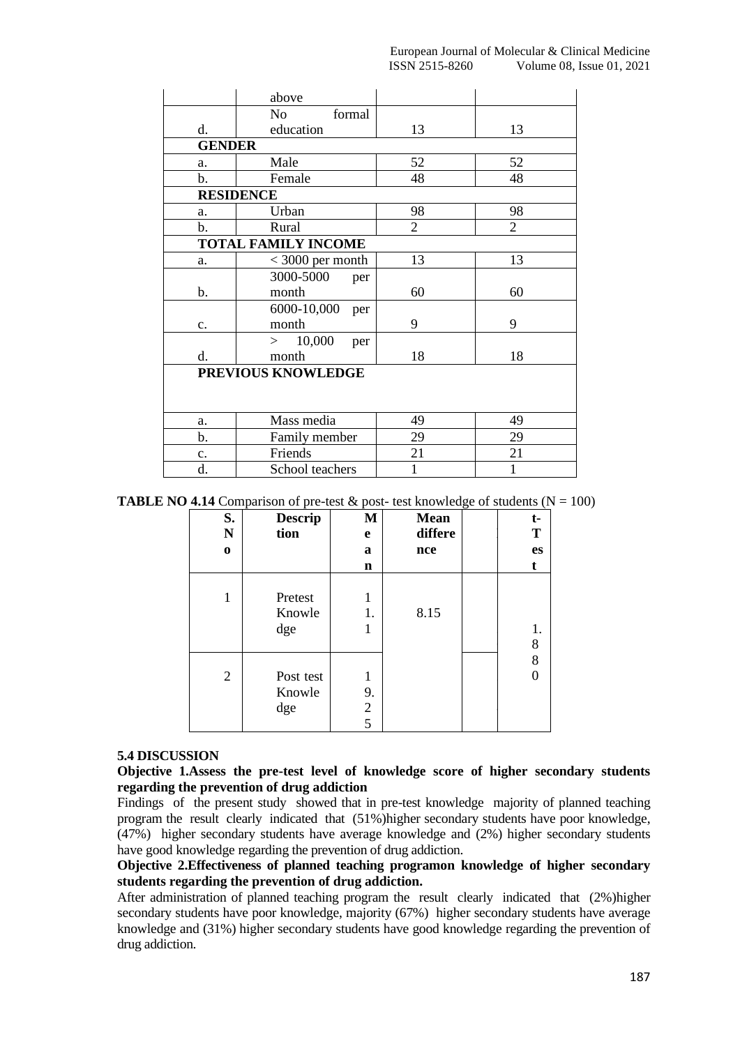|  |  |  |  |
|---|---|---|---|
|  | above |  |  |
| d. | No formal education | 13 | 13 |
| **GENDER** |  |  |  |
| a. | Male | 52 | 52 |
| b. | Female | 48 | 48 |
| **RESIDENCE** |  |  |  |
| a. | Urban | 98 | 98 |
| b. | Rural | 2 | 2 |
| **TOTAL FAMILY INCOME** |  |  |  |
| a. | < 3000 per month | 13 | 13 |
| b. | 3000-5000 per month | 60 | 60 |
| c. | 6000-10,000 per month | 9 | 9 |
| d. | > 10,000 per month | 18 | 18 |
| **PREVIOUS KNOWLEDGE** |  |  |  |
| a. | Mass media | 49 | 49 |
| b. | Family member | 29 | 29 |
| c. | Friends | 21 | 21 |
| d. | School teachers | 1 | 1 |

**TABLE NO 4.14** Comparison of pre-test & post- test knowledge of students (N = 100)

| S. No | Description | Mean | Mean difference |  | t-Test |
|---|---|---|---|---|---|
| 1 | Pretest Knowledge | 11.1 | 8.15 |  | 1.880 |
| 2 | Post test Knowledge | 19.25 |  |  |  |

**5.4 DISCUSSION**

**Objective 1.Assess the pre-test level of knowledge score of higher secondary students regarding the prevention of drug addiction**

Findings of the present study showed that in pre-test knowledge majority of planned teaching program the result clearly indicated that (51%)higher secondary students have poor knowledge, (47%) higher secondary students have average knowledge and (2%) higher secondary students have good knowledge regarding the prevention of drug addiction.

**Objective 2.Effectiveness of planned teaching programon knowledge of higher secondary students regarding the prevention of drug addiction.**

After administration of planned teaching program the result clearly indicated that (2%)higher secondary students have poor knowledge, majority (67%) higher secondary students have average knowledge and (31%) higher secondary students have good knowledge regarding the prevention of drug addiction.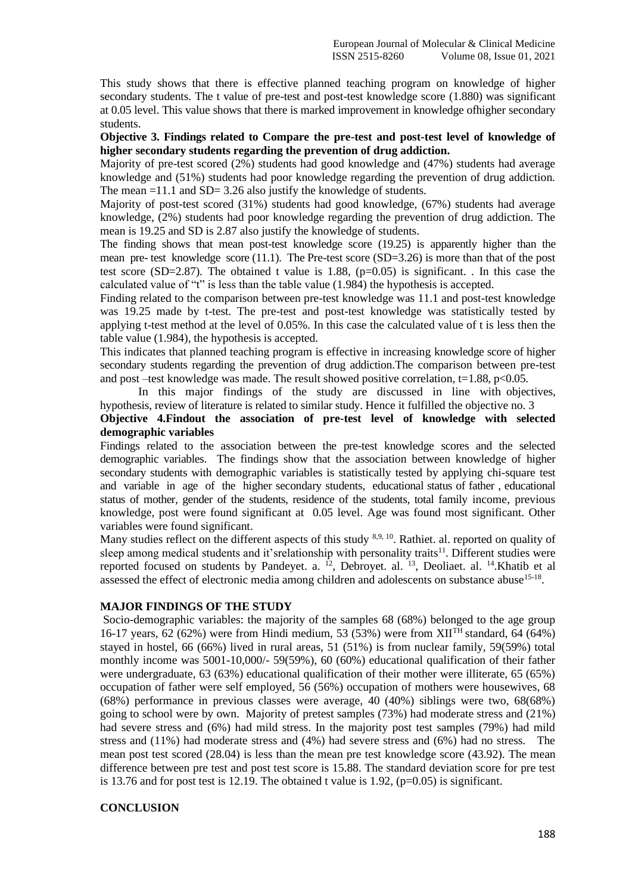This study shows that there is effective planned teaching program on knowledge of higher secondary students. The t value of pre-test and post-test knowledge score (1.880) was significant at 0.05 level. This value shows that there is marked improvement in knowledge ofhigher secondary students.

**Objective 3. Findings related to Compare the pre-test and post-test level of knowledge of higher secondary students regarding the prevention of drug addiction.**

Majority of pre-test scored (2%) students had good knowledge and (47%) students had average knowledge and (51%) students had poor knowledge regarding the prevention of drug addiction. The mean =11.1 and SD= 3.26 also justify the knowledge of students.

Majority of post-test scored (31%) students had good knowledge, (67%) students had average knowledge, (2%) students had poor knowledge regarding the prevention of drug addiction. The mean is 19.25 and SD is 2.87 also justify the knowledge of students.

The finding shows that mean post-test knowledge score (19.25) is apparently higher than the mean pre- test knowledge score (11.1). The Pre-test score (SD=3.26) is more than that of the post test score (SD=2.87). The obtained t value is 1.88, (p=0.05) is significant. . In this case the calculated value of "t" is less than the table value (1.984) the hypothesis is accepted.

Finding related to the comparison between pre-test knowledge was 11.1 and post-test knowledge was 19.25 made by t-test. The pre-test and post-test knowledge was statistically tested by applying t-test method at the level of 0.05%. In this case the calculated value of t is less then the table value (1.984), the hypothesis is accepted.

This indicates that planned teaching program is effective in increasing knowledge score of higher secondary students regarding the prevention of drug addiction.The comparison between pre-test and post –test knowledge was made. The result showed positive correlation, t=1.88, $p<0.05$.

In this major findings of the study are discussed in line with objectives, hypothesis, review of literature is related to similar study. Hence it fulfilled the objective no. 3

**Objective 4.Findout the association of pre-test level of knowledge with selected demographic variables**

Findings related to the association between the pre-test knowledge scores and the selected demographic variables. The findings show that the association between knowledge of higher secondary students with demographic variables is statistically tested by applying chi-square test and variable in age of the higher secondary students, educational status of father , educational status of mother, gender of the students, residence of the students, total family income, previous knowledge, post were found significant at 0.05 level. Age was found most significant. Other variables were found significant.

Many studies reflect on the different aspects of this study [8,9, 10]. Rathiet. al. reported on quality of sleep among medical students and it'srelationship with personality traits[11]. Different studies were reported focused on students by Pandeyet. a. [12], Debroyet. al. [13], Deoliaet. al. [14].Khatib et al assessed the effect of electronic media among children and adolescents on substance abuse[15-18].

## MAJOR FINDINGS OF THE STUDY

Socio-demographic variables: the majority of the samples 68 (68%) belonged to the age group 16-17 years, 62 (62%) were from Hindi medium, 53 (53%) were from XII$^{TH}$ standard, 64 (64%) stayed in hostel, 66 (66%) lived in rural areas, 51 (51%) is from nuclear family, 59(59%) total monthly income was 5001-10,000/- 59(59%), 60 (60%) educational qualification of their father were undergraduate, 63 (63%) educational qualification of their mother were illiterate, 65 (65%) occupation of father were self employed, 56 (56%) occupation of mothers were housewives, 68 (68%) performance in previous classes were average, 40 (40%) siblings were two, 68(68%) going to school were by own. Majority of pretest samples (73%) had moderate stress and (21%) had severe stress and (6%) had mild stress. In the majority post test samples (79%) had mild stress and (11%) had moderate stress and (4%) had severe stress and (6%) had no stress. The mean post test scored (28.04) is less than the mean pre test knowledge score (43.92). The mean difference between pre test and post test score is 15.88. The standard deviation score for pre test is 13.76 and for post test is 12.19. The obtained t value is 1.92, (p=0.05) is significant.

## CONCLUSION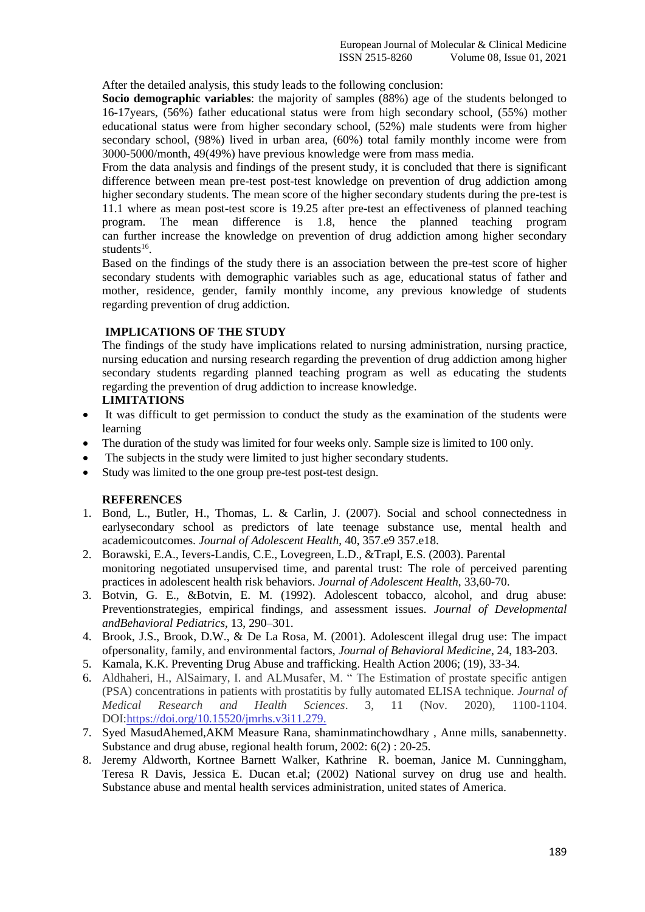After the detailed analysis, this study leads to the following conclusion:

**Socio demographic variables**: the majority of samples (88%) age of the students belonged to 16-17years, (56%) father educational status were from high secondary school, (55%) mother educational status were from higher secondary school, (52%) male students were from higher secondary school, (98%) lived in urban area, (60%) total family monthly income were from 3000-5000/month, 49(49%) have previous knowledge were from mass media.

From the data analysis and findings of the present study, it is concluded that there is significant difference between mean pre-test post-test knowledge on prevention of drug addiction among higher secondary students. The mean score of the higher secondary students during the pre-test is 11.1 where as mean post-test score is 19.25 after pre-test an effectiveness of planned teaching program. The mean difference is 1.8, hence the planned teaching program can further increase the knowledge on prevention of drug addiction among higher secondary students[16].

Based on the findings of the study there is an association between the pre-test score of higher secondary students with demographic variables such as age, educational status of father and mother, residence, gender, family monthly income, any previous knowledge of students regarding prevention of drug addiction.

## IMPLICATIONS OF THE STUDY

The findings of the study have implications related to nursing administration, nursing practice, nursing education and nursing research regarding the prevention of drug addiction among higher secondary students regarding planned teaching program as well as educating the students regarding the prevention of drug addiction to increase knowledge.

## LIMITATIONS

- It was difficult to get permission to conduct the study as the examination of the students were learning
- The duration of the study was limited for four weeks only. Sample size is limited to 100 only.
- The subjects in the study were limited to just higher secondary students.
- Study was limited to the one group pre-test post-test design.

## REFERENCES

1. Bond, L., Butler, H., Thomas, L. & Carlin, J. (2007). Social and school connectedness in earlysecondary school as predictors of late teenage substance use, mental health and academicoutcomes. *Journal of Adolescent Health*, 40, 357.e9 357.e18.
2. Borawski, E.A., Ievers-Landis, C.E., Lovegreen, L.D., &Trapl, E.S. (2003). Parental monitoring negotiated unsupervised time, and parental trust: The role of perceived parenting practices in adolescent health risk behaviors. *Journal of Adolescent Health*, 33,60-70.
3. Botvin, G. E., &Botvin, E. M. (1992). Adolescent tobacco, alcohol, and drug abuse: Preventionstrategies, empirical findings, and assessment issues. *Journal of Developmental andBehavioral Pediatrics*, 13, 290–301.
4. Brook, J.S., Brook, D.W., & De La Rosa, M. (2001). Adolescent illegal drug use: The impact ofpersonality, family, and environmental factors, *Journal of Behavioral Medicine*, 24, 183-203.
5. Kamala, K.K. Preventing Drug Abuse and trafficking. Health Action 2006; (19), 33-34.
6. Aldhaheri, H., AlSaimary, I. and ALMusafer, M. " The Estimation of prostate specific antigen (PSA) concentrations in patients with prostatitis by fully automated ELISA technique. *Journal of Medical Research and Health Sciences*. 3, 11 (Nov. 2020), 1100-1104. DOI:https://doi.org/10.15520/jmrhs.v3i11.279.
7. Syed MasudAhemed,AKM Measure Rana, shaminmatinchowdhary , Anne mills, sanabennetty. Substance and drug abuse, regional health forum, 2002: 6(2) : 20-25.
8. Jeremy Aldworth, Kortnee Barnett Walker, Kathrine R. boeman, Janice M. Cunninggham, Teresa R Davis, Jessica E. Ducan et.al; (2002) National survey on drug use and health. Substance abuse and mental health services administration, united states of America.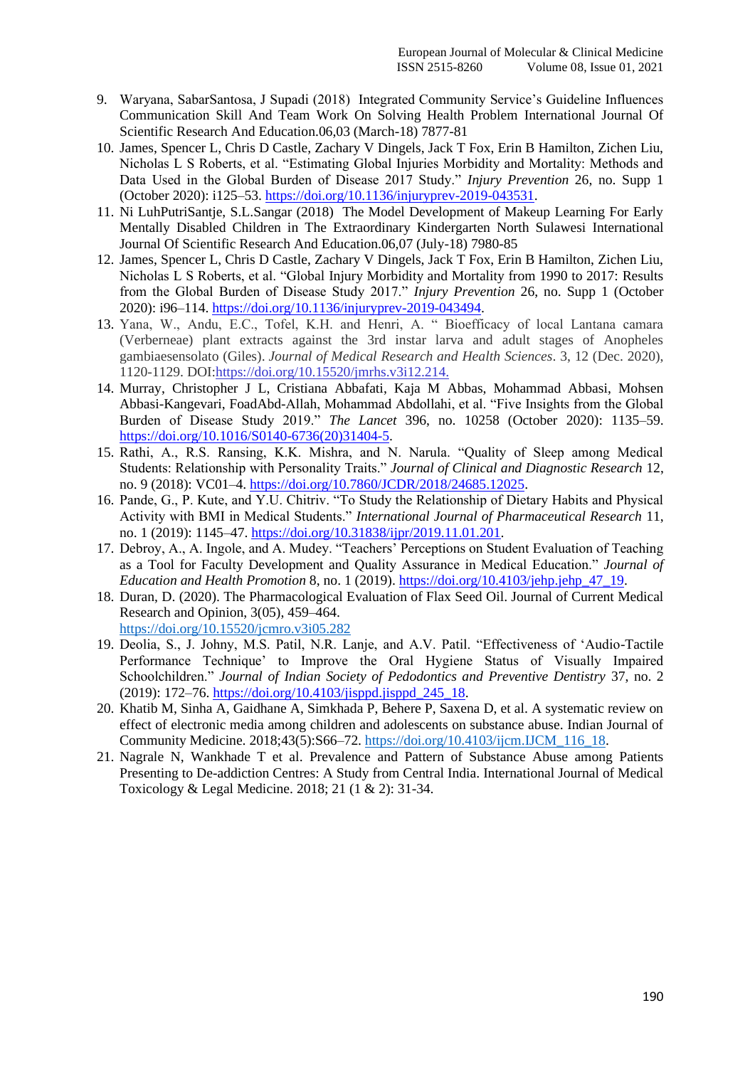9. Waryana, SabarSantosa, J Supadi (2018) Integrated Community Service's Guideline Influences Communication Skill And Team Work On Solving Health Problem International Journal Of Scientific Research And Education.06,03 (March-18) 7877-81
10. James, Spencer L, Chris D Castle, Zachary V Dingels, Jack T Fox, Erin B Hamilton, Zichen Liu, Nicholas L S Roberts, et al. "Estimating Global Injuries Morbidity and Mortality: Methods and Data Used in the Global Burden of Disease 2017 Study." *Injury Prevention* 26, no. Supp 1 (October 2020): i125–53. https://doi.org/10.1136/injuryprev-2019-043531.
11. Ni LuhPutriSantje, S.L.Sangar (2018) The Model Development of Makeup Learning For Early Mentally Disabled Children in The Extraordinary Kindergarten North Sulawesi International Journal Of Scientific Research And Education.06,07 (July-18) 7980-85
12. James, Spencer L, Chris D Castle, Zachary V Dingels, Jack T Fox, Erin B Hamilton, Zichen Liu, Nicholas L S Roberts, et al. "Global Injury Morbidity and Mortality from 1990 to 2017: Results from the Global Burden of Disease Study 2017." *Injury Prevention* 26, no. Supp 1 (October 2020): i96–114. https://doi.org/10.1136/injuryprev-2019-043494.
13. Yana, W., Andu, E.C., Tofel, K.H. and Henri, A. " Bioefficacy of local Lantana camara (Verberneae) plant extracts against the 3rd instar larva and adult stages of Anopheles gambiaesensolato (Giles). *Journal of Medical Research and Health Sciences*. 3, 12 (Dec. 2020), 1120-1129. DOI:https://doi.org/10.15520/jmrhs.v3i12.214.
14. Murray, Christopher J L, Cristiana Abbafati, Kaja M Abbas, Mohammad Abbasi, Mohsen Abbasi-Kangevari, FoadAbd-Allah, Mohammad Abdollahi, et al. "Five Insights from the Global Burden of Disease Study 2019." *The Lancet* 396, no. 10258 (October 2020): 1135–59. https://doi.org/10.1016/S0140-6736(20)31404-5.
15. Rathi, A., R.S. Ransing, K.K. Mishra, and N. Narula. "Quality of Sleep among Medical Students: Relationship with Personality Traits." *Journal of Clinical and Diagnostic Research* 12, no. 9 (2018): VC01–4. https://doi.org/10.7860/JCDR/2018/24685.12025.
16. Pande, G., P. Kute, and Y.U. Chitriv. "To Study the Relationship of Dietary Habits and Physical Activity with BMI in Medical Students." *International Journal of Pharmaceutical Research* 11, no. 1 (2019): 1145–47. https://doi.org/10.31838/ijpr/2019.11.01.201.
17. Debroy, A., A. Ingole, and A. Mudey. "Teachers' Perceptions on Student Evaluation of Teaching as a Tool for Faculty Development and Quality Assurance in Medical Education." *Journal of Education and Health Promotion* 8, no. 1 (2019). https://doi.org/10.4103/jehp.jehp_47_19.
18. Duran, D. (2020). The Pharmacological Evaluation of Flax Seed Oil. Journal of Current Medical Research and Opinion, 3(05), 459–464. https://doi.org/10.15520/jcmro.v3i05.282
19. Deolia, S., J. Johny, M.S. Patil, N.R. Lanje, and A.V. Patil. "Effectiveness of 'Audio-Tactile Performance Technique' to Improve the Oral Hygiene Status of Visually Impaired Schoolchildren." *Journal of Indian Society of Pedodontics and Preventive Dentistry* 37, no. 2 (2019): 172–76. https://doi.org/10.4103/jisppd.jisppd_245_18.
20. Khatib M, Sinha A, Gaidhane A, Simkhada P, Behere P, Saxena D, et al. A systematic review on effect of electronic media among children and adolescents on substance abuse. Indian Journal of Community Medicine. 2018;43(5):S66–72. https://doi.org/10.4103/ijcm.IJCM_116_18.
21. Nagrale N, Wankhade T et al. Prevalence and Pattern of Substance Abuse among Patients Presenting to De-addiction Centres: A Study from Central India. International Journal of Medical Toxicology & Legal Medicine. 2018; 21 (1 & 2): 31-34.